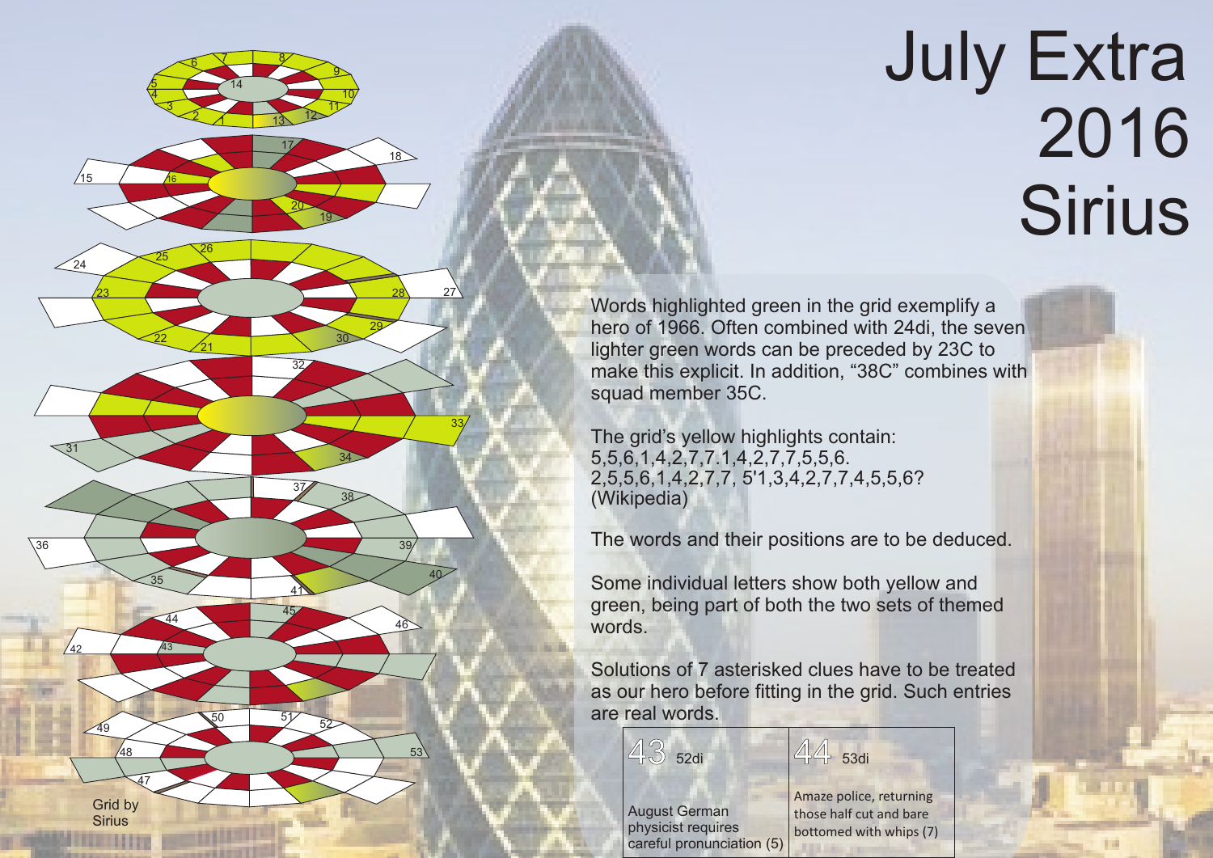# July Extra 2016
# Sirius

Words highlighted green in the grid exemplify a hero of 1966. Often combined with 24di, the seven lighter green words can be preceded by 23C to make this explicit. In addition, "38C" combines with squad member 35C.

The grid's yellow highlights contain: 5,5,6,1,4,2,7,7.1,4,2,7,7,5,5,6. 2,5,5,6,1,4,2,7,7, 5'1,3,4,2,7,7,4,5,5,6? (Wikipedia)

The words and their positions are to be deduced.

Some individual letters show both yellow and green, being part of both the two sets of themed words.

Solutions of 7 asterisked clues have to be treated as our hero before fitting in the grid. Such entries are real words.

| 43 52di | 44 53di |
|---|---|
| August German physicist requires careful pronunciation (5) | Amaze police, returning those half cut and bare bottomed with whips (7) |

Grid by Sirius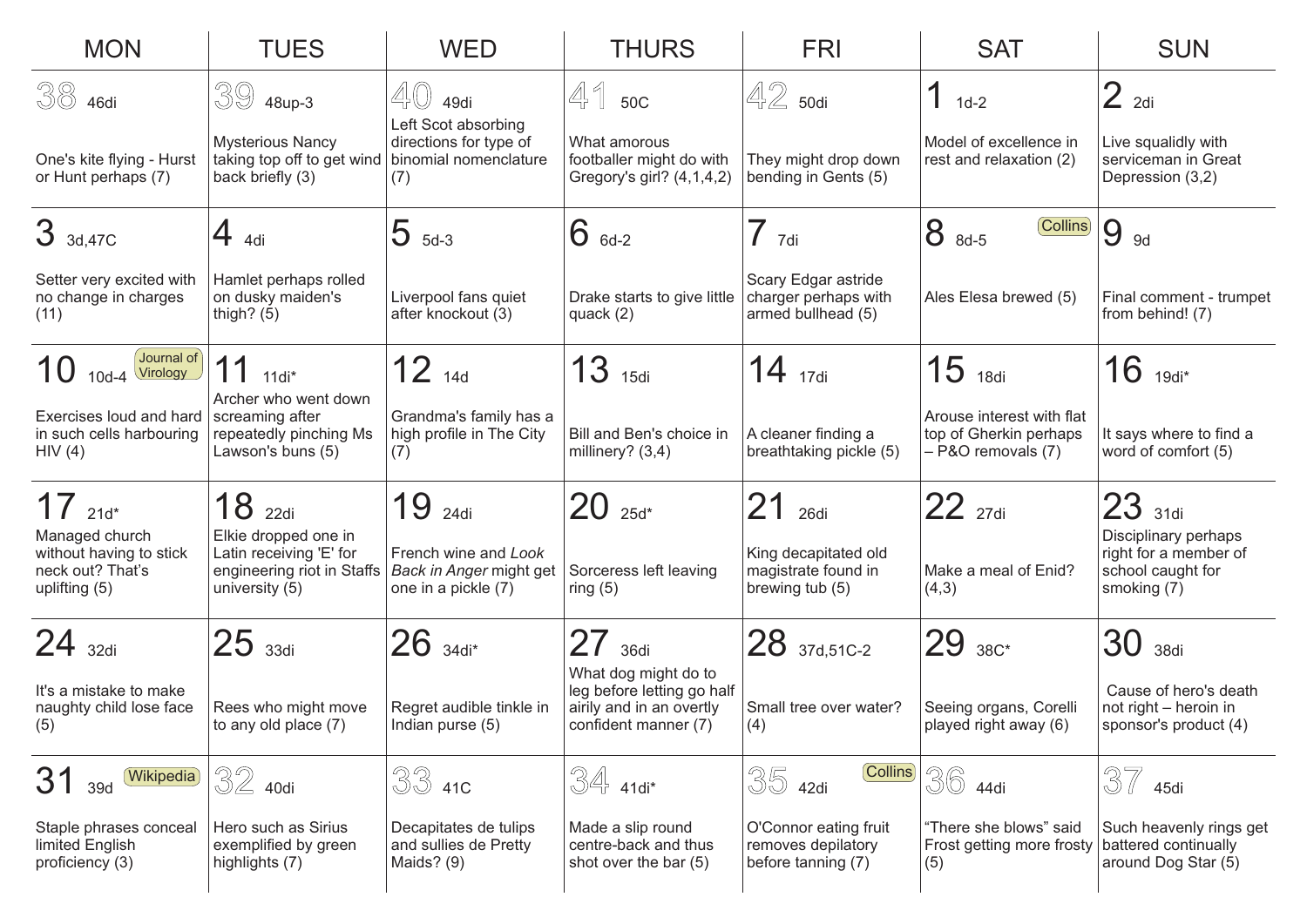| MON | TUES | WED | THURS | FRI | SAT | SUN |
|---|---|---|---|---|---|---|
| 38 46di<br>One's kite flying - Hurst or Hunt perhaps (7) | 39 48up-3<br>Mysterious Nancy taking top off to get wind back briefly (3) | 40 49di<br>Left Scot absorbing directions for type of binomial nomenclature (7) | 41 50C<br>What amorous footballer might do with Gregory's girl? (4,1,4,2) | 42 50di<br>They might drop down bending in Gents (5) | 1 1d-2<br>Model of excellence in rest and relaxation (2) | 2 2di<br>Live squalidly with serviceman in Great Depression (3,2) |
| 3 3d,47C<br>Setter very excited with no change in charges (11) | 4 4di<br>Hamlet perhaps rolled on dusky maiden's thigh? (5) | 5 5d-3<br>Liverpool fans quiet after knockout (3) | 6 6d-2<br>Drake starts to give little quack (2) | 7 7di<br>Scary Edgar astride charger perhaps with armed bullhead (5) | 8 8d-5 Collins<br>Ales Elesa brewed (5) | 9 9d<br>Final comment - trumpet from behind! (7) |
| 10 10d-4 Journal of Virology<br>Exercises loud and hard in such cells harbouring HIV (4) | 11 11di*<br>Archer who went down screaming after repeatedly pinching Ms Lawson's buns (5) | 12 14d<br>Grandma's family has a high profile in The City (7) | 13 15di<br>Bill and Ben's choice in millinery? (3,4) | 14 17di<br>A cleaner finding a breathtaking pickle (5) | 15 18di<br>Arouse interest with flat top of Gherkin perhaps – P&O removals (7) | 16 19di*<br>It says where to find a word of comfort (5) |
| 17 21d*<br>Managed church without having to stick neck out? That's uplifting (5) | 18 22di<br>Elkie dropped one in Latin receiving 'E' for engineering riot in Staffs university (5) | 19 24di<br>French wine and *Look Back in Anger* might get one in a pickle (7) | 20 25d*<br>Sorceress left leaving ring (5) | 21 26di<br>King decapitated old magistrate found in brewing tub (5) | 22 27di<br>Make a meal of Enid? (4,3) | 23 31di<br>Disciplinary perhaps right for a member of school caught for smoking (7) |
| 24 32di<br>It's a mistake to make naughty child lose face (5) | 25 33di<br>Rees who might move to any old place (7) | 26 34di*<br>Regret audible tinkle in Indian purse (5) | 27 36di<br>What dog might do to leg before letting go half airily and in an overtly confident manner (7) | 28 37d,51C-2<br>Small tree over water? (4) | 29 38C*<br>Seeing organs, Corelli played right away (6) | 30 38di<br>Cause of hero's death not right – heroin in sponsor's product (4) |
| 31 39d Wikipedia<br>Staple phrases conceal limited English proficiency (3) | 32 40di<br>Hero such as Sirius exemplified by green highlights (7) | 33 41C<br>Decapitates de tulips and sullies de Pretty Maids? (9) | 34 41di*<br>Made a slip round centre-back and thus shot over the bar (5) | 35 42di Collins<br>O'Connor eating fruit removes depilatory before tanning (7) | 36 44di<br>"There she blows" said Frost getting more frosty (5) | 37 45di<br>Such heavenly rings get battered continually around Dog Star (5) |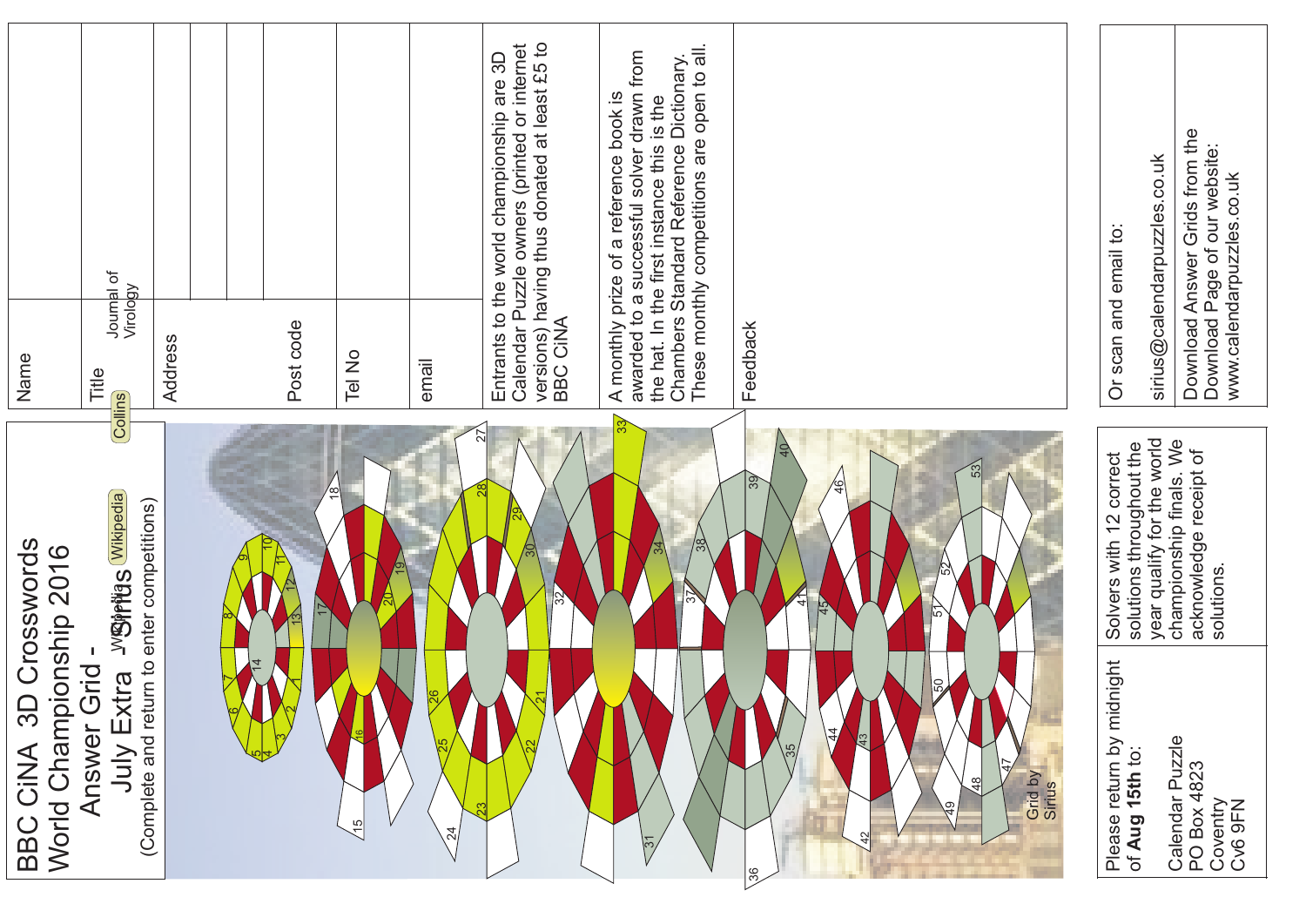# BBC CiNA 3D Crosswords World Championship 2016

## Answer Grid - July Extra - Sirius

(Complete and return to enter competitions)

Collins

Wikipedia

Grid by Sirius

| | |
|---|---|
| Name | |
| Title | Journal of Virology |
| Address | |
| | |
| | |
| Post code | |
| Tel No | |
| email | |

Entrants to the world championship are 3D Calendar Puzzle owners (printed or internet versions) having thus donated at least £5 to BBC CiNA

A monthly prize of a reference book is awarded to a successful solver drawn from the hat. In the first instance this is the Chambers Standard Reference Dictionary. These monthly competitions are open to all.

Feedback

Or scan and email to:

sirius@calendarpuzzles.co.uk

Download Answer Grids from the Download Page of our website: www.calendarpuzzles.co.uk

Please return by midnight of **Aug 15th** to:

Calendar Puzzle
PO Box 4823
Coventry
Cv6 9FN

Solvers with 12 correct solutions throughout the year qualify for the world championship finals. We acknowledge receipt of solutions.